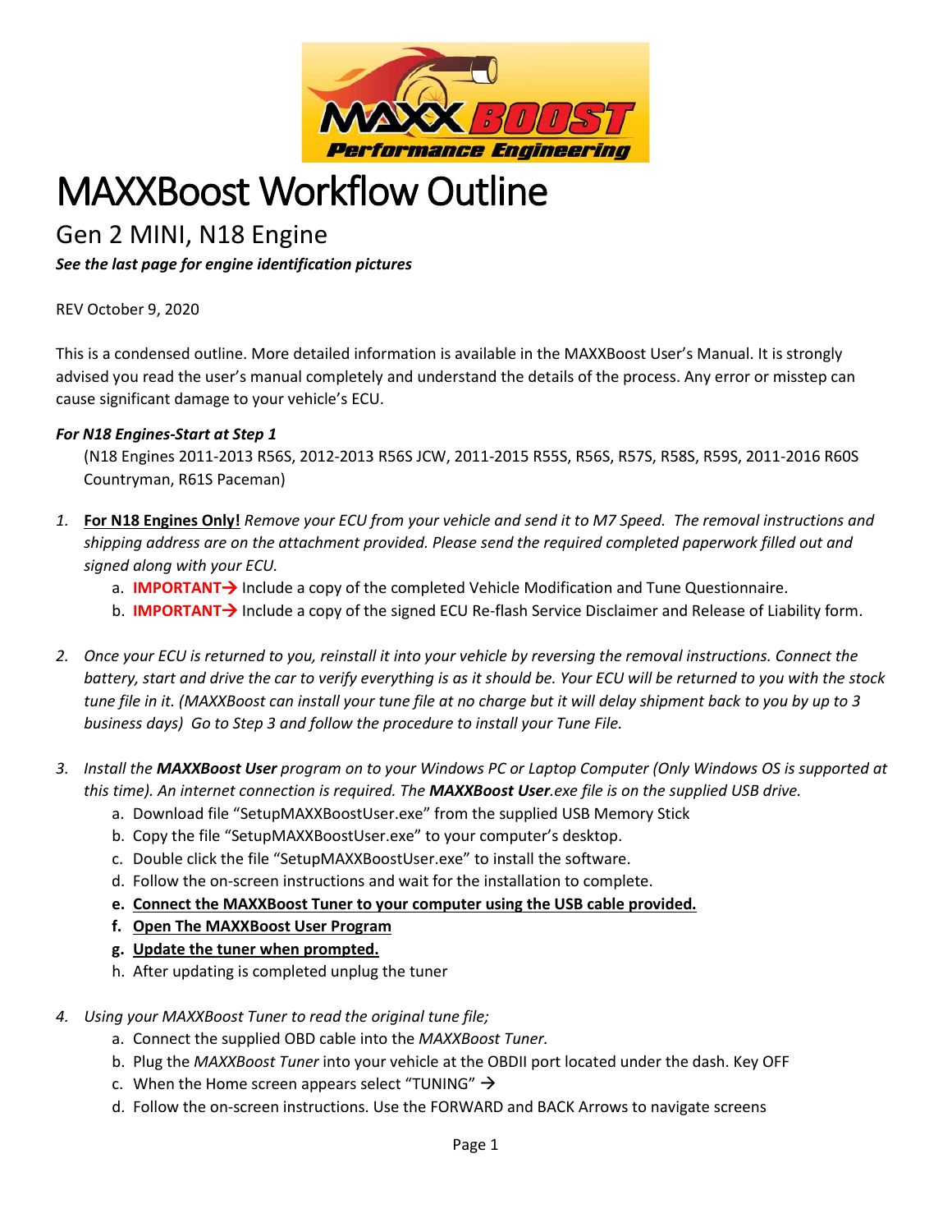# MAXXBoost Workflow Outline

## Gen 2 MINI, N18 Engine

***See the last page for engine identification pictures***

REV October 9, 2020

This is a condensed outline. More detailed information is available in the MAXXBoost User's Manual. It is strongly advised you read the user's manual completely and understand the details of the process. Any error or misstep can cause significant damage to your vehicle's ECU.

***For N18 Engines-Start at Step 1***

(N18 Engines 2011-2013 R56S, 2012-2013 R56S JCW, 2011-2015 R55S, R56S, R57S, R58S, R59S, 2011-2016 R60S Countryman, R61S Paceman)

1. **For N18 Engines Only!** *Remove your ECU from your vehicle and send it to M7 Speed. The removal instructions and shipping address are on the attachment provided. Please send the required completed paperwork filled out and signed along with your ECU.*
   a. **IMPORTANT→** Include a copy of the completed Vehicle Modification and Tune Questionnaire.
   b. **IMPORTANT→** Include a copy of the signed ECU Re-flash Service Disclaimer and Release of Liability form.

2. *Once your ECU is returned to you, reinstall it into your vehicle by reversing the removal instructions. Connect the battery, start and drive the car to verify everything is as it should be. Your ECU will be returned to you with the stock tune file in it. (MAXXBoost can install your tune file at no charge but it will delay shipment back to you by up to 3 business days) Go to Step 3 and follow the procedure to install your Tune File.*

3. *Install the **MAXXBoost User** program on to your Windows PC or Laptop Computer (Only Windows OS is supported at this time). An internet connection is required. The **MAXXBoost User**.exe file is on the supplied USB drive.*
   a. Download file "SetupMAXXBoostUser.exe" from the supplied USB Memory Stick
   b. Copy the file "SetupMAXXBoostUser.exe" to your computer's desktop.
   c. Double click the file "SetupMAXXBoostUser.exe" to install the software.
   d. Follow the on-screen instructions and wait for the installation to complete.
   e. **Connect the MAXXBoost Tuner to your computer using the USB cable provided.**
   f. **Open The MAXXBoost User Program**
   g. **Update the tuner when prompted.**
   h. After updating is completed unplug the tuner

4. *Using your MAXXBoost Tuner to read the original tune file;*
   a. Connect the supplied OBD cable into the *MAXXBoost Tuner.*
   b. Plug the *MAXXBoost Tuner* into your vehicle at the OBDII port located under the dash. Key OFF
   c. When the Home screen appears select "TUNING" →
   d. Follow the on-screen instructions. Use the FORWARD and BACK Arrows to navigate screens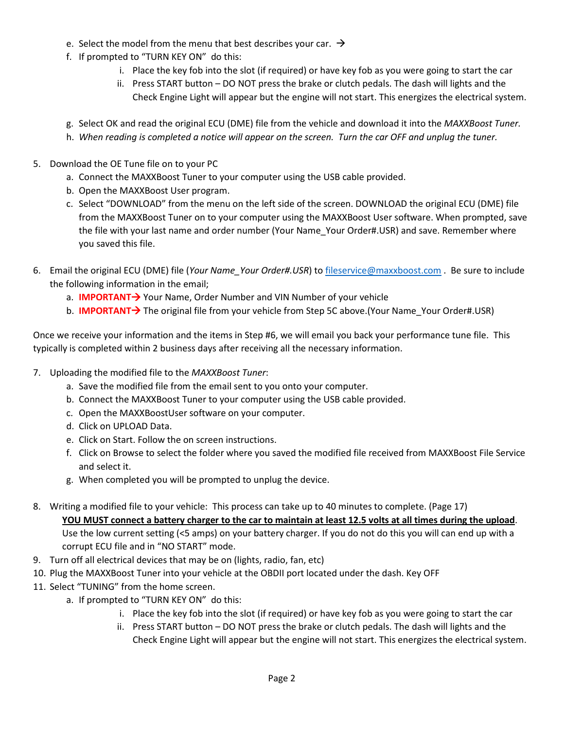e. Select the model from the menu that best describes your car. →
   f. If prompted to "TURN KEY ON" do this:
      i. Place the key fob into the slot (if required) or have key fob as you were going to start the car
      ii. Press START button – DO NOT press the brake or clutch pedals. The dash will lights and the Check Engine Light will appear but the engine will not start. This energizes the electrical system.
   g. Select OK and read the original ECU (DME) file from the vehicle and download it into the *MAXXBoost Tuner.*
   h. *When reading is completed a notice will appear on the screen. Turn the car OFF and unplug the tuner.*

5. Download the OE Tune file on to your PC
   a. Connect the MAXXBoost Tuner to your computer using the USB cable provided.
   b. Open the MAXXBoost User program.
   c. Select "DOWNLOAD" from the menu on the left side of the screen. DOWNLOAD the original ECU (DME) file from the MAXXBoost Tuner on to your computer using the MAXXBoost User software. When prompted, save the file with your last name and order number (Your Name_Your Order#.USR) and save. Remember where you saved this file.

6. Email the original ECU (DME) file (*Your Name_Your Order#.USR*) to fileservice@maxxboost.com . Be sure to include the following information in the email;
   a. **IMPORTANT→** Your Name, Order Number and VIN Number of your vehicle
   b. **IMPORTANT→** The original file from your vehicle from Step 5C above.(Your Name_Your Order#.USR)

Once we receive your information and the items in Step #6, we will email you back your performance tune file. This typically is completed within 2 business days after receiving all the necessary information.

7. Uploading the modified file to the *MAXXBoost Tuner*:
   a. Save the modified file from the email sent to you onto your computer.
   b. Connect the MAXXBoost Tuner to your computer using the USB cable provided.
   c. Open the MAXXBoostUser software on your computer.
   d. Click on UPLOAD Data.
   e. Click on Start. Follow the on screen instructions.
   f. Click on Browse to select the folder where you saved the modified file received from MAXXBoost File Service and select it.
   g. When completed you will be prompted to unplug the device.

8. Writing a modified file to your vehicle: This process can take up to 40 minutes to complete. (Page 17)
   **YOU MUST connect a battery charger to the car to maintain at least 12.5 volts at all times during the upload**. Use the low current setting (<5 amps) on your battery charger. If you do not do this you will can end up with a corrupt ECU file and in "NO START" mode.
9. Turn off all electrical devices that may be on (lights, radio, fan, etc)
10. Plug the MAXXBoost Tuner into your vehicle at the OBDII port located under the dash. Key OFF
11. Select "TUNING" from the home screen.
    a. If prompted to "TURN KEY ON" do this:
       i. Place the key fob into the slot (if required) or have key fob as you were going to start the car
       ii. Press START button – DO NOT press the brake or clutch pedals. The dash will lights and the Check Engine Light will appear but the engine will not start. This energizes the electrical system.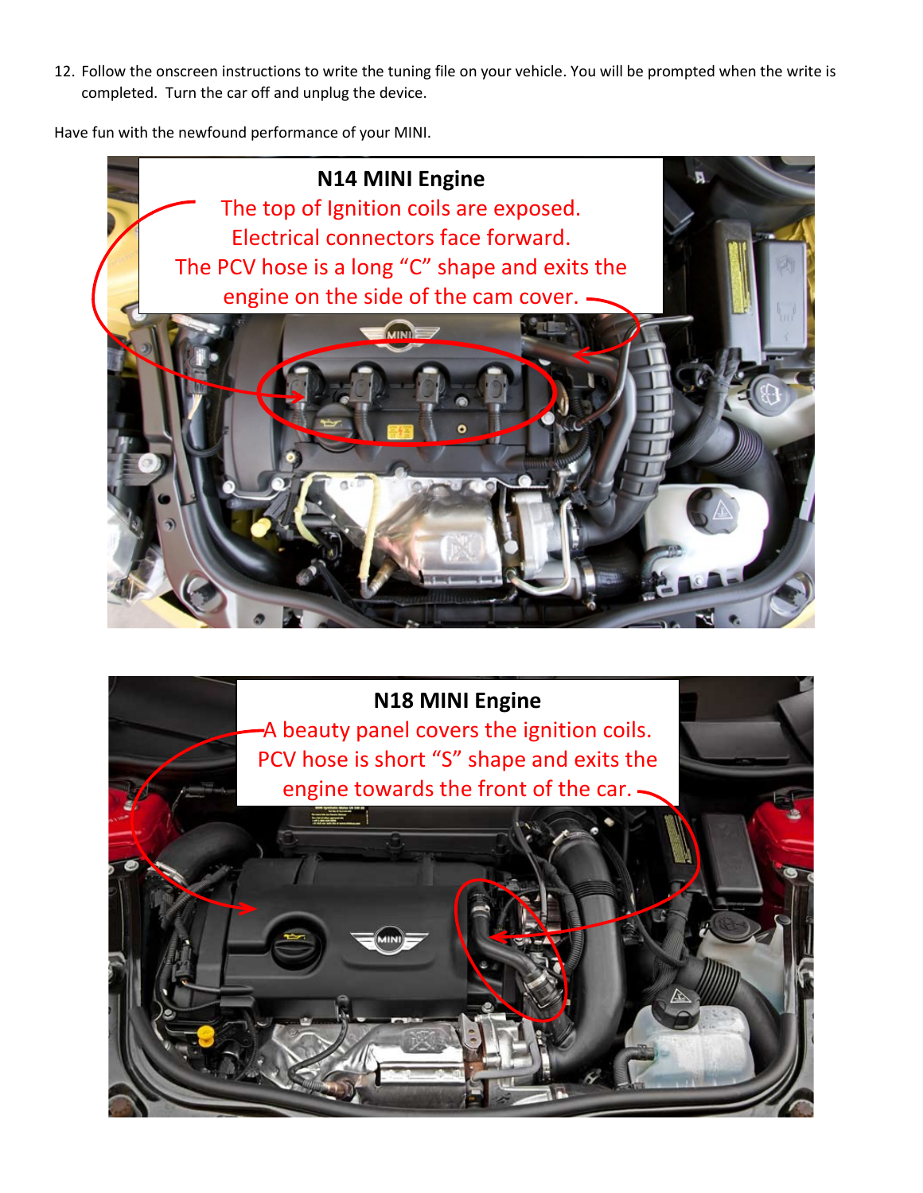12. Follow the onscreen instructions to write the tuning file on your vehicle. You will be prompted when the write is completed. Turn the car off and unplug the device.

Have fun with the newfound performance of your MINI.

**N14 MINI Engine**

The top of Ignition coils are exposed.
Electrical connectors face forward.
The PCV hose is a long “C” shape and exits the engine on the side of the cam cover.

**N18 MINI Engine**

A beauty panel covers the ignition coils.
PCV hose is short “S” shape and exits the engine towards the front of the car.